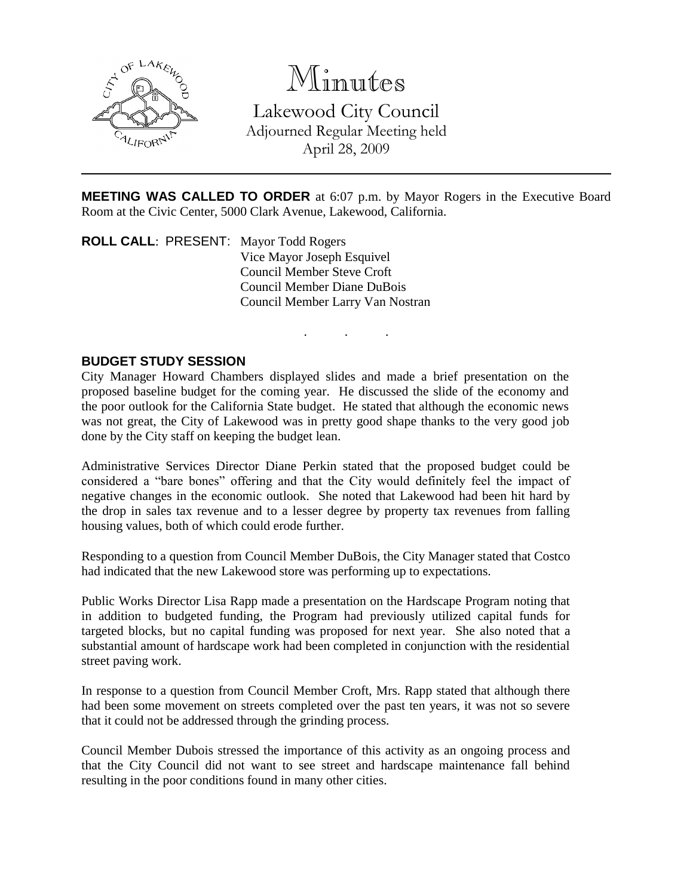# Minutes

## Lakewood City Council

Adjourned Regular Meeting held
April 28, 2009

---

**MEETING WAS CALLED TO ORDER** at 6:07 p.m. by Mayor Rogers in the Executive Board Room at the Civic Center, 5000 Clark Avenue, Lakewood, California.

**ROLL CALL**: PRESENT: Mayor Todd Rogers
Vice Mayor Joseph Esquivel
Council Member Steve Croft
Council Member Diane DuBois
Council Member Larry Van Nostran

. . .

### BUDGET STUDY SESSION

City Manager Howard Chambers displayed slides and made a brief presentation on the proposed baseline budget for the coming year. He discussed the slide of the economy and the poor outlook for the California State budget. He stated that although the economic news was not great, the City of Lakewood was in pretty good shape thanks to the very good job done by the City staff on keeping the budget lean.

Administrative Services Director Diane Perkin stated that the proposed budget could be considered a "bare bones" offering and that the City would definitely feel the impact of negative changes in the economic outlook. She noted that Lakewood had been hit hard by the drop in sales tax revenue and to a lesser degree by property tax revenues from falling housing values, both of which could erode further.

Responding to a question from Council Member DuBois, the City Manager stated that Costco had indicated that the new Lakewood store was performing up to expectations.

Public Works Director Lisa Rapp made a presentation on the Hardscape Program noting that in addition to budgeted funding, the Program had previously utilized capital funds for targeted blocks, but no capital funding was proposed for next year. She also noted that a substantial amount of hardscape work had been completed in conjunction with the residential street paving work.

In response to a question from Council Member Croft, Mrs. Rapp stated that although there had been some movement on streets completed over the past ten years, it was not so severe that it could not be addressed through the grinding process.

Council Member Dubois stressed the importance of this activity as an ongoing process and that the City Council did not want to see street and hardscape maintenance fall behind resulting in the poor conditions found in many other cities.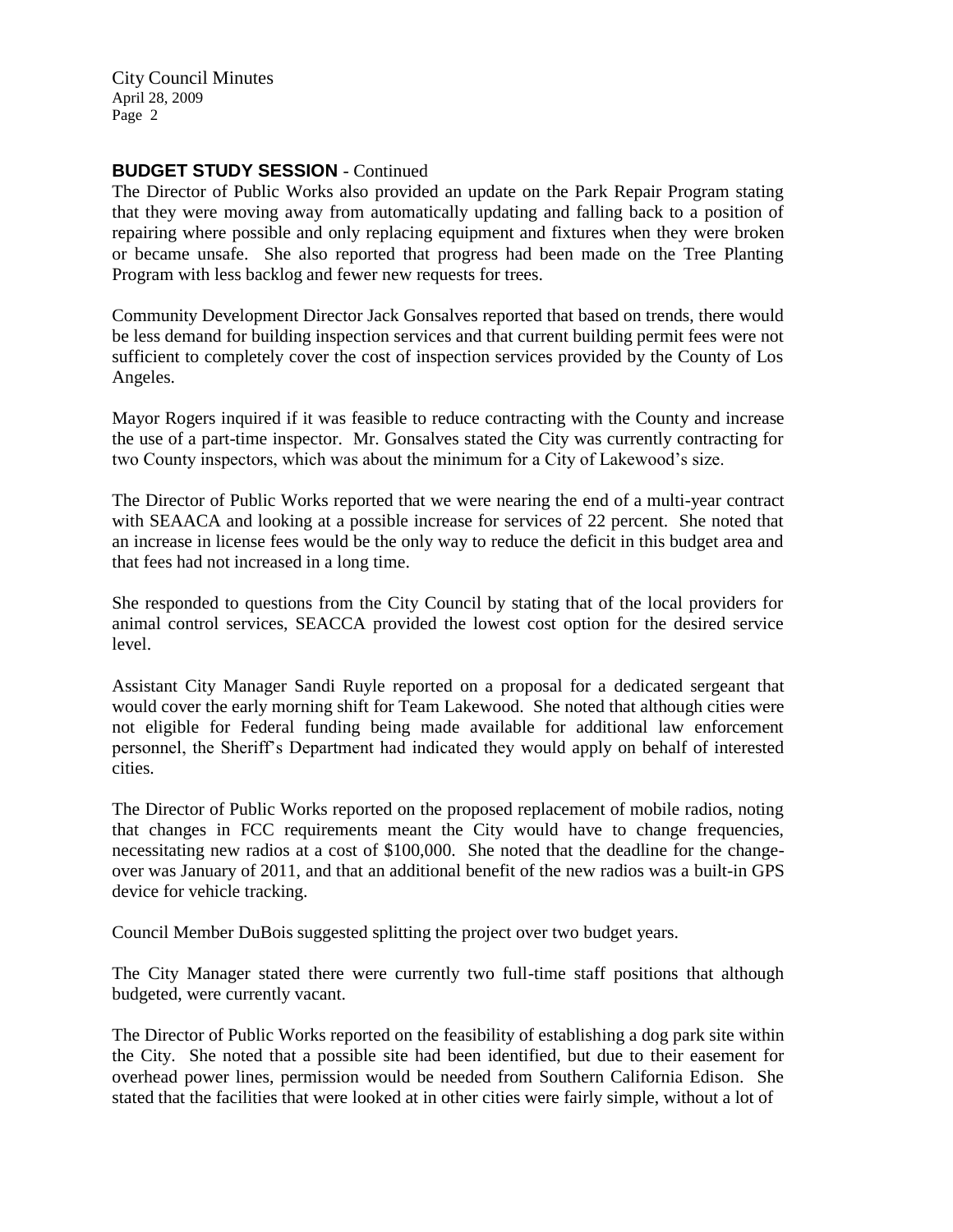**BUDGET STUDY SESSION** - Continued

The Director of Public Works also provided an update on the Park Repair Program stating that they were moving away from automatically updating and falling back to a position of repairing where possible and only replacing equipment and fixtures when they were broken or became unsafe. She also reported that progress had been made on the Tree Planting Program with less backlog and fewer new requests for trees.

Community Development Director Jack Gonsalves reported that based on trends, there would be less demand for building inspection services and that current building permit fees were not sufficient to completely cover the cost of inspection services provided by the County of Los Angeles.

Mayor Rogers inquired if it was feasible to reduce contracting with the County and increase the use of a part-time inspector. Mr. Gonsalves stated the City was currently contracting for two County inspectors, which was about the minimum for a City of Lakewood's size.

The Director of Public Works reported that we were nearing the end of a multi-year contract with SEAACA and looking at a possible increase for services of 22 percent. She noted that an increase in license fees would be the only way to reduce the deficit in this budget area and that fees had not increased in a long time.

She responded to questions from the City Council by stating that of the local providers for animal control services, SEACCA provided the lowest cost option for the desired service level.

Assistant City Manager Sandi Ruyle reported on a proposal for a dedicated sergeant that would cover the early morning shift for Team Lakewood. She noted that although cities were not eligible for Federal funding being made available for additional law enforcement personnel, the Sheriff's Department had indicated they would apply on behalf of interested cities.

The Director of Public Works reported on the proposed replacement of mobile radios, noting that changes in FCC requirements meant the City would have to change frequencies, necessitating new radios at a cost of $100,000. She noted that the deadline for the change-over was January of 2011, and that an additional benefit of the new radios was a built-in GPS device for vehicle tracking.

Council Member DuBois suggested splitting the project over two budget years.

The City Manager stated there were currently two full-time staff positions that although budgeted, were currently vacant.

The Director of Public Works reported on the feasibility of establishing a dog park site within the City. She noted that a possible site had been identified, but due to their easement for overhead power lines, permission would be needed from Southern California Edison. She stated that the facilities that were looked at in other cities were fairly simple, without a lot of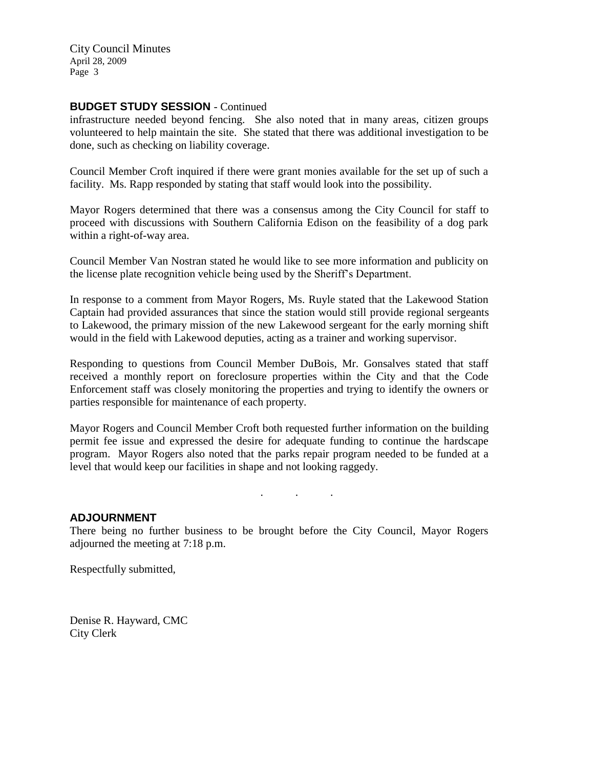## BUDGET STUDY SESSION - Continued

infrastructure needed beyond fencing. She also noted that in many areas, citizen groups volunteered to help maintain the site. She stated that there was additional investigation to be done, such as checking on liability coverage.

Council Member Croft inquired if there were grant monies available for the set up of such a facility. Ms. Rapp responded by stating that staff would look into the possibility.

Mayor Rogers determined that there was a consensus among the City Council for staff to proceed with discussions with Southern California Edison on the feasibility of a dog park within a right-of-way area.

Council Member Van Nostran stated he would like to see more information and publicity on the license plate recognition vehicle being used by the Sheriff's Department.

In response to a comment from Mayor Rogers, Ms. Ruyle stated that the Lakewood Station Captain had provided assurances that since the station would still provide regional sergeants to Lakewood, the primary mission of the new Lakewood sergeant for the early morning shift would in the field with Lakewood deputies, acting as a trainer and working supervisor.

Responding to questions from Council Member DuBois, Mr. Gonsalves stated that staff received a monthly report on foreclosure properties within the City and that the Code Enforcement staff was closely monitoring the properties and trying to identify the owners or parties responsible for maintenance of each property.

Mayor Rogers and Council Member Croft both requested further information on the building permit fee issue and expressed the desire for adequate funding to continue the hardscape program. Mayor Rogers also noted that the parks repair program needed to be funded at a level that would keep our facilities in shape and not looking raggedy.

. . .

## ADJOURNMENT

There being no further business to be brought before the City Council, Mayor Rogers adjourned the meeting at 7:18 p.m.

Respectfully submitted,

Denise R. Hayward, CMC
City Clerk